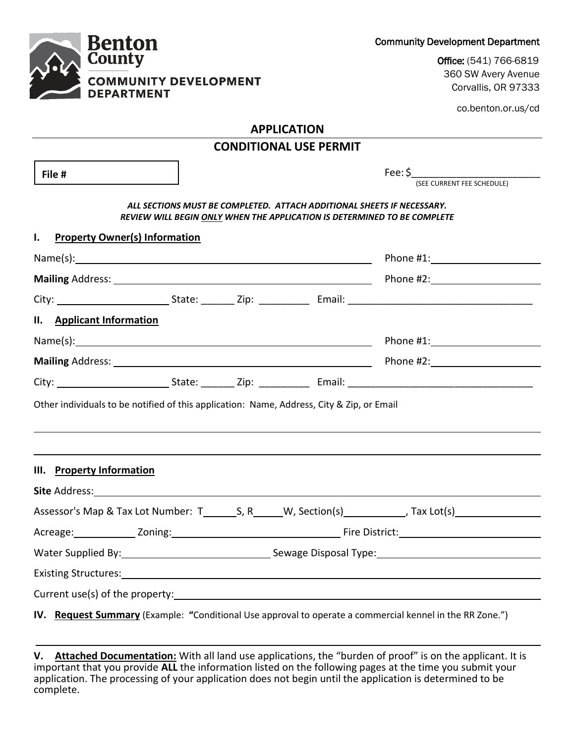**Benton County**
**COMMUNITY DEVELOPMENT DEPARTMENT**

Community Development Department

**Office:** (541) 766-6819
360 SW Avery Avenue
Corvallis, OR 97333

co.benton.or.us/cd

# APPLICATION
## CONDITIONAL USE PERMIT

**File #**

Fee: $________________________
(SEE CURRENT FEE SCHEDULE)

***ALL SECTIONS MUST BE COMPLETED. ATTACH ADDITIONAL SHEETS IF NECESSARY.***
***REVIEW WILL BEGIN ONLY WHEN THE APPLICATION IS DETERMINED TO BE COMPLETE***

### I. Property Owner(s) Information

Name(s):______________________________________________ Phone #1:____________________

**Mailing** Address: ______________________________________ Phone #2:____________________

City: ____________________ State: ______ Zip: _________ Email: _________________________________

### II. Applicant Information

Name(s):______________________________________________ Phone #1:____________________

**Mailing** Address: ______________________________________ Phone #2:____________________

City: ____________________ State: ______ Zip: _________ Email: _________________________________

Other individuals to be notified of this application: Name, Address, City & Zip, or Email

______________________________________________________________________________

______________________________________________________________________________

### III. Property Information

**Site** Address:________________________________________________________________

Assessor's Map & Tax Lot Number: T______S, R_____W, Section(s)___________, Tax Lot(s)________________

Acreage:___________ Zoning:______________________________ Fire District:_________________________

Water Supplied By:___________________________ Sewage Disposal Type:____________________________

Existing Structures:___________________________________________________________________

Current use(s) of the property:_________________________________________________________

### IV. Request Summary (Example: "Conditional Use approval to operate a commercial kennel in the RR Zone.")

______________________________________________________________________________

### V. Attached Documentation:

With all land use applications, the "burden of proof" is on the applicant. It is important that you provide **ALL** the information listed on the following pages at the time you submit your application. The processing of your application does not begin until the application is determined to be complete.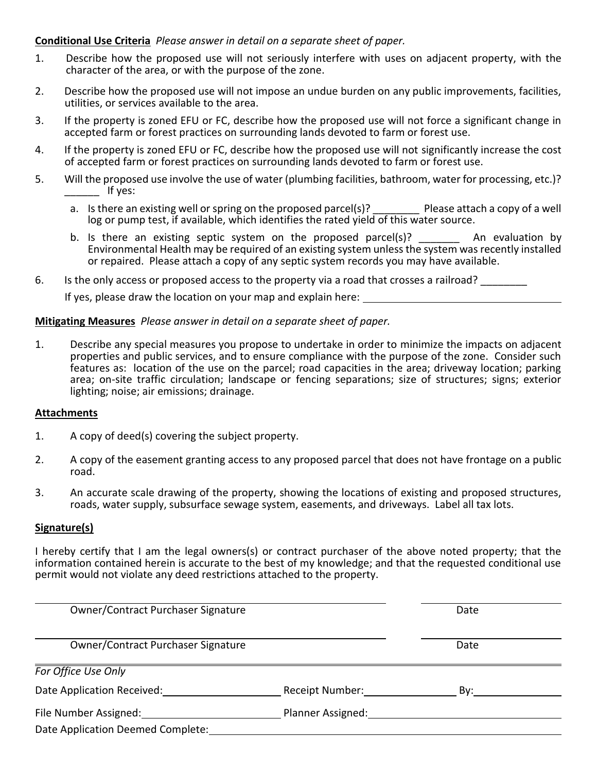**Conditional Use Criteria** *Please answer in detail on a separate sheet of paper.*

1. Describe how the proposed use will not seriously interfere with uses on adjacent property, with the character of the area, or with the purpose of the zone.
2. Describe how the proposed use will not impose an undue burden on any public improvements, facilities, utilities, or services available to the area.
3. If the property is zoned EFU or FC, describe how the proposed use will not force a significant change in accepted farm or forest practices on surrounding lands devoted to farm or forest use.
4. If the property is zoned EFU or FC, describe how the proposed use will not significantly increase the cost of accepted farm or forest practices on surrounding lands devoted to farm or forest use.
5. Will the proposed use involve the use of water (plumbing facilities, bathroom, water for processing, etc.)? ______ If yes:
   a. Is there an existing well or spring on the proposed parcel(s)? ________ Please attach a copy of a well log or pump test, if available, which identifies the rated yield of this water source.
   b. Is there an existing septic system on the proposed parcel(s)? _______ An evaluation by Environmental Health may be required of an existing system unless the system was recently installed or repaired. Please attach a copy of any septic system records you may have available.
6. Is the only access or proposed access to the property via a road that crosses a railroad? ________

   If yes, please draw the location on your map and explain here: ____________________________

**Mitigating Measures** *Please answer in detail on a separate sheet of paper.*

1. Describe any special measures you propose to undertake in order to minimize the impacts on adjacent properties and public services, and to ensure compliance with the purpose of the zone. Consider such features as: location of the use on the parcel; road capacities in the area; driveway location; parking area; on-site traffic circulation; landscape or fencing separations; size of structures; signs; exterior lighting; noise; air emissions; drainage.

**Attachments**

1. A copy of deed(s) covering the subject property.
2. A copy of the easement granting access to any proposed parcel that does not have frontage on a public road.
3. An accurate scale drawing of the property, showing the locations of existing and proposed structures, roads, water supply, subsurface sewage system, easements, and driveways. Label all tax lots.

**Signature(s)**

I hereby certify that I am the legal owners(s) or contract purchaser of the above noted property; that the information contained herein is accurate to the best of my knowledge; and that the requested conditional use permit would not violate any deed restrictions attached to the property.

______________________________ ______________
Owner/Contract Purchaser Signature Date

______________________________ ______________
Owner/Contract Purchaser Signature Date

*For Office Use Only*

Date Application Received: ____________ Receipt Number: ____________ By: ____________

File Number Assigned: ____________ Planner Assigned: ____________

Date Application Deemed Complete: ____________